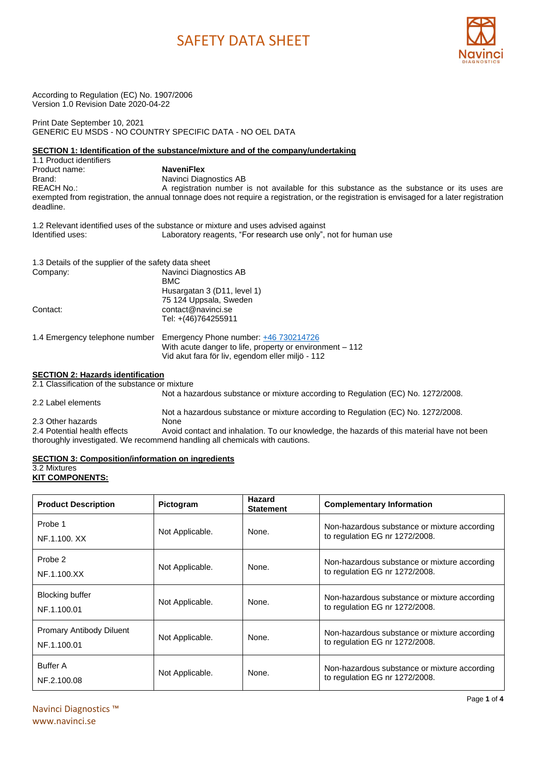# SAFETY DATA SHEET

According to Regulation (EC) No. 1907/2006
Version 1.0 Revision Date 2020-04-22

Print Date September 10, 2021
GENERIC EU MSDS - NO COUNTRY SPECIFIC DATA - NO OEL DATA

## SECTION 1: Identification of the substance/mixture and of the company/undertaking

1.1 Product identifiers

Product name: **NaveniFlex**

Brand: Navinci Diagnostics AB

REACH No.: A registration number is not available for this substance as the substance or its uses are exempted from registration, the annual tonnage does not require a registration, or the registration is envisaged for a later registration deadline.

1.2 Relevant identified uses of the substance or mixture and uses advised against

Identified uses: Laboratory reagents, "For research use only", not for human use

1.3 Details of the supplier of the safety data sheet

Company: Navinci Diagnostics AB
BMC
Husargatan 3 (D11, level 1)
75 124 Uppsala, Sweden

Contact: contact@navinci.se
Tel: +(46)764255911

1.4 Emergency telephone number Emergency Phone number: +46 730214726
With acute danger to life, property or environment – 112
Vid akut fara för liv, egendom eller miljö - 112

## SECTION 2: Hazards identification

2.1 Classification of the substance or mixture

Not a hazardous substance or mixture according to Regulation (EC) No. 1272/2008.

2.2 Label elements

Not a hazardous substance or mixture according to Regulation (EC) No. 1272/2008.

2.3 Other hazards None

2.4 Potential health effects Avoid contact and inhalation. To our knowledge, the hazards of this material have not been thoroughly investigated. We recommend handling all chemicals with cautions.

## SECTION 3: Composition/information on ingredients

3.2 Mixtures

**KIT COMPONENTS:**

| Product Description | Pictogram | Hazard Statement | Complementary Information |
|---|---|---|---|
| Probe 1<br>NF.1.100. XX | Not Applicable. | None. | Non-hazardous substance or mixture according to regulation EG nr 1272/2008. |
| Probe 2<br>NF.1.100.XX | Not Applicable. | None. | Non-hazardous substance or mixture according to regulation EG nr 1272/2008. |
| Blocking buffer<br>NF.1.100.01 | Not Applicable. | None. | Non-hazardous substance or mixture according to regulation EG nr 1272/2008. |
| Promary Antibody Diluent<br>NF.1.100.01 | Not Applicable. | None. | Non-hazardous substance or mixture according to regulation EG nr 1272/2008. |
| Buffer A<br>NF.2.100.08 | Not Applicable. | None. | Non-hazardous substance or mixture according to regulation EG nr 1272/2008. |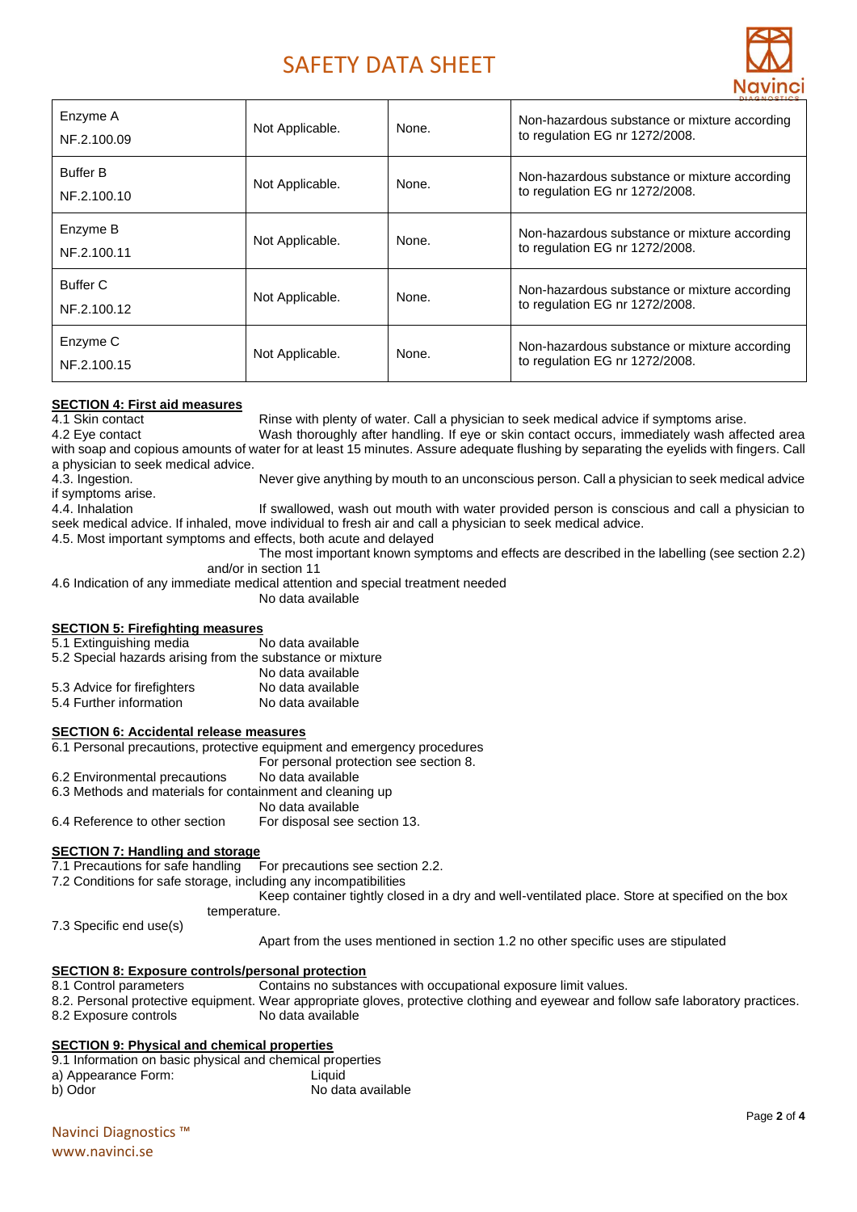| Enzyme A<br>NF.2.100.09 | Not Applicable. | None. | Non-hazardous substance or mixture according to regulation EG nr 1272/2008. |
|---|---|---|---|
| Buffer B<br>NF.2.100.10 | Not Applicable. | None. | Non-hazardous substance or mixture according to regulation EG nr 1272/2008. |
| Enzyme B<br>NF.2.100.11 | Not Applicable. | None. | Non-hazardous substance or mixture according to regulation EG nr 1272/2008. |
| Buffer C<br>NF.2.100.12 | Not Applicable. | None. | Non-hazardous substance or mixture according to regulation EG nr 1272/2008. |
| Enzyme C<br>NF.2.100.15 | Not Applicable. | None. | Non-hazardous substance or mixture according to regulation EG nr 1272/2008. |

## SECTION 4: First aid measures

4.1 Skin contact Rinse with plenty of water. Call a physician to seek medical advice if symptoms arise.

4.2 Eye contact Wash thoroughly after handling. If eye or skin contact occurs, immediately wash affected area with soap and copious amounts of water for at least 15 minutes. Assure adequate flushing by separating the eyelids with fingers. Call a physician to seek medical advice.

4.3. Ingestion. Never give anything by mouth to an unconscious person. Call a physician to seek medical advice if symptoms arise.

4.4. Inhalation If swallowed, wash out mouth with water provided person is conscious and call a physician to seek medical advice. If inhaled, move individual to fresh air and call a physician to seek medical advice.

4.5. Most important symptoms and effects, both acute and delayed

The most important known symptoms and effects are described in the labelling (see section 2.2) and/or in section 11

4.6 Indication of any immediate medical attention and special treatment needed

No data available

## SECTION 5: Firefighting measures

5.1 Extinguishing media No data available

5.2 Special hazards arising from the substance or mixture

No data available

5.3 Advice for firefighters No data available

5.4 Further information No data available

## SECTION 6: Accidental release measures

6.1 Personal precautions, protective equipment and emergency procedures

For personal protection see section 8.

6.2 Environmental precautions No data available

6.3 Methods and materials for containment and cleaning up

No data available

6.4 Reference to other section For disposal see section 13.

## SECTION 7: Handling and storage

7.1 Precautions for safe handling For precautions see section 2.2.

7.2 Conditions for safe storage, including any incompatibilities

Keep container tightly closed in a dry and well-ventilated place. Store at specified on the box temperature.

7.3 Specific end use(s)

Apart from the uses mentioned in section 1.2 no other specific uses are stipulated

## SECTION 8: Exposure controls/personal protection

8.1 Control parameters Contains no substances with occupational exposure limit values.

8.2. Personal protective equipment. Wear appropriate gloves, protective clothing and eyewear and follow safe laboratory practices.

8.2 Exposure controls No data available

## SECTION 9: Physical and chemical properties

9.1 Information on basic physical and chemical properties

a) Appearance Form: Liquid

b) Odor No data available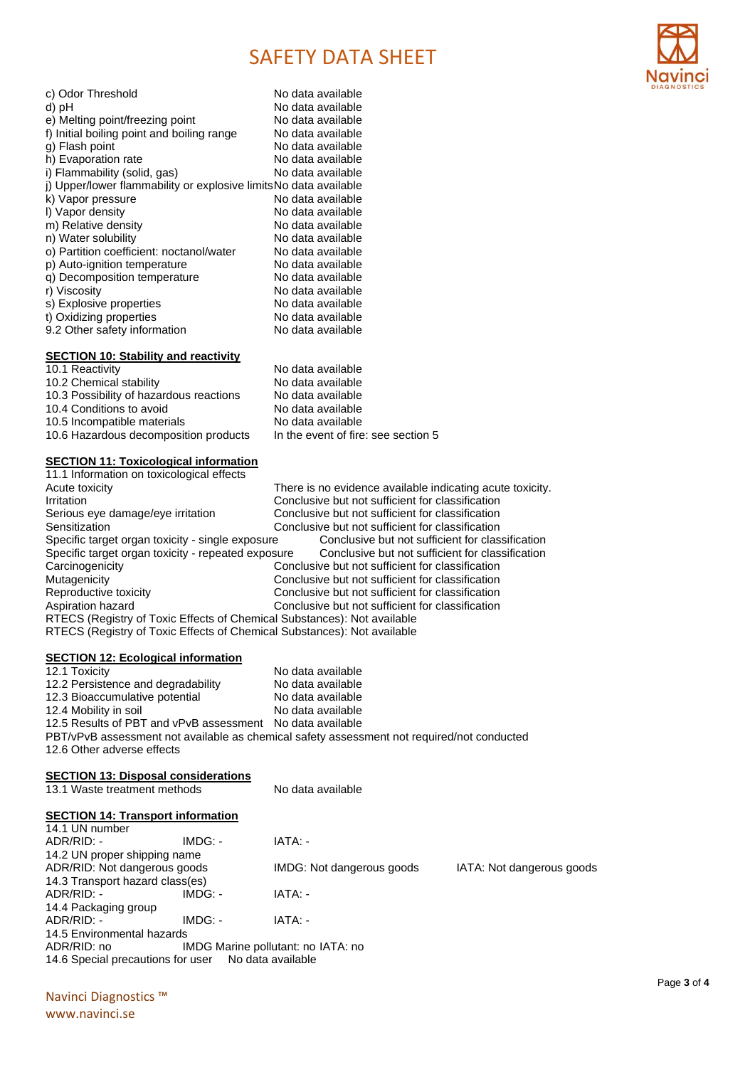| | |
|---|---|
| c) Odor Threshold | No data available |
| d) pH | No data available |
| e) Melting point/freezing point | No data available |
| f) Initial boiling point and boiling range | No data available |
| g) Flash point | No data available |
| h) Evaporation rate | No data available |
| i) Flammability (solid, gas) | No data available |
| j) Upper/lower flammability or explosive limits | No data available |
| k) Vapor pressure | No data available |
| l) Vapor density | No data available |
| m) Relative density | No data available |
| n) Water solubility | No data available |
| o) Partition coefficient: noctanol/water | No data available |
| p) Auto-ignition temperature | No data available |
| q) Decomposition temperature | No data available |
| r) Viscosity | No data available |
| s) Explosive properties | No data available |
| t) Oxidizing properties | No data available |
| 9.2 Other safety information | No data available |

## SECTION 10: Stability and reactivity

| | |
|---|---|
| 10.1 Reactivity | No data available |
| 10.2 Chemical stability | No data available |
| 10.3 Possibility of hazardous reactions | No data available |
| 10.4 Conditions to avoid | No data available |
| 10.5 Incompatible materials | No data available |
| 10.6 Hazardous decomposition products | In the event of fire: see section 5 |

## SECTION 11: Toxicological information

11.1 Information on toxicological effects

| | |
|---|---|
| Acute toxicity | There is no evidence available indicating acute toxicity. |
| Irritation | Conclusive but not sufficient for classification |
| Serious eye damage/eye irritation | Conclusive but not sufficient for classification |
| Sensitization | Conclusive but not sufficient for classification |
| Specific target organ toxicity - single exposure | Conclusive but not sufficient for classification |
| Specific target organ toxicity - repeated exposure | Conclusive but not sufficient for classification |
| Carcinogenicity | Conclusive but not sufficient for classification |
| Mutagenicity | Conclusive but not sufficient for classification |
| Reproductive toxicity | Conclusive but not sufficient for classification |
| Aspiration hazard | Conclusive but not sufficient for classification |

RTECS (Registry of Toxic Effects of Chemical Substances): Not available
RTECS (Registry of Toxic Effects of Chemical Substances): Not available

## SECTION 12: Ecological information

| | |
|---|---|
| 12.1 Toxicity | No data available |
| 12.2 Persistence and degradability | No data available |
| 12.3 Bioaccumulative potential | No data available |
| 12.4 Mobility in soil | No data available |
| 12.5 Results of PBT and vPvB assessment | No data available |

PBT/vPvB assessment not available as chemical safety assessment not required/not conducted
12.6 Other adverse effects

## SECTION 13: Disposal considerations

| | |
|---|---|
| 13.1 Waste treatment methods | No data available |

## SECTION 14: Transport information

14.1 UN number
ADR/RID: - IMDG: - IATA: -

14.2 UN proper shipping name
ADR/RID: Not dangerous goods IMDG: Not dangerous goods IATA: Not dangerous goods

14.3 Transport hazard class(es)
ADR/RID: - IMDG: - IATA: -

14.4 Packaging group
ADR/RID: - IMDG: - IATA: -

14.5 Environmental hazards
ADR/RID: no IMDG Marine pollutant: no IATA: no

14.6 Special precautions for user No data available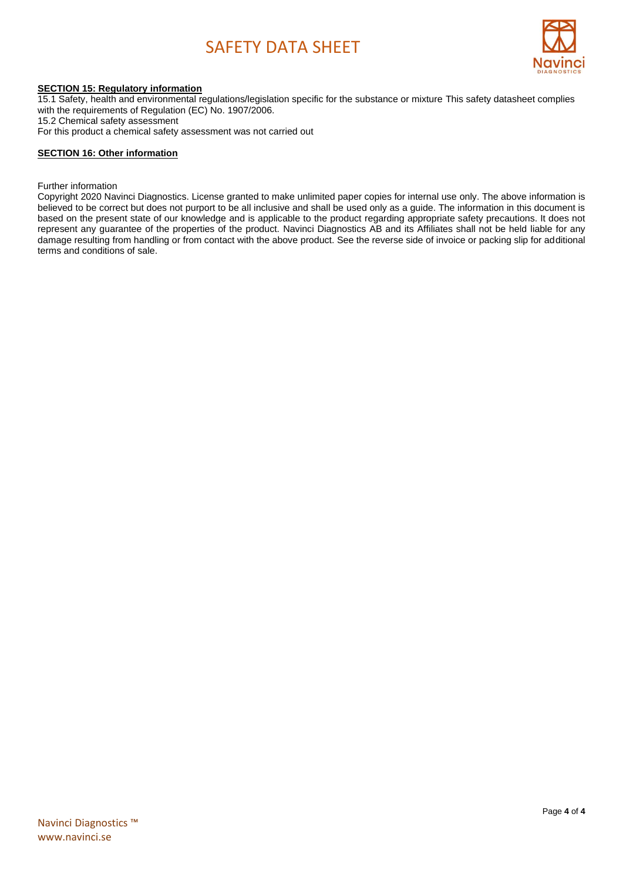**SECTION 15: Regulatory information**

15.1 Safety, health and environmental regulations/legislation specific for the substance or mixture This safety datasheet complies with the requirements of Regulation (EC) No. 1907/2006.

15.2 Chemical safety assessment

For this product a chemical safety assessment was not carried out

**SECTION 16: Other information**

Further information

Copyright 2020 Navinci Diagnostics. License granted to make unlimited paper copies for internal use only. The above information is believed to be correct but does not purport to be all inclusive and shall be used only as a guide. The information in this document is based on the present state of our knowledge and is applicable to the product regarding appropriate safety precautions. It does not represent any guarantee of the properties of the product. Navinci Diagnostics AB and its Affiliates shall not be held liable for any damage resulting from handling or from contact with the above product. See the reverse side of invoice or packing slip for additional terms and conditions of sale.